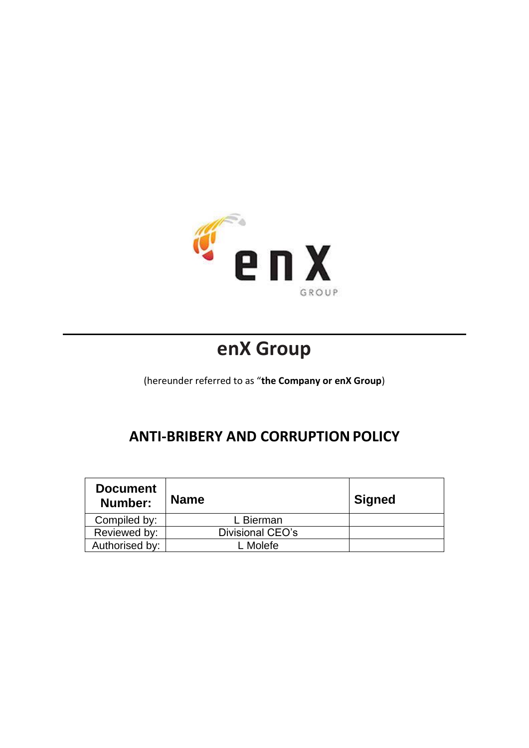# enX Group

(hereunder referred to as “**the Company or enX Group**)

## ANTI-BRIBERY AND CORRUPTION POLICY

| Document Number: | Name | Signed |
|---|---|---|
| Compiled by: | L Bierman | |
| Reviewed by: | Divisional CEO’s | |
| Authorised by: | L Molefe | |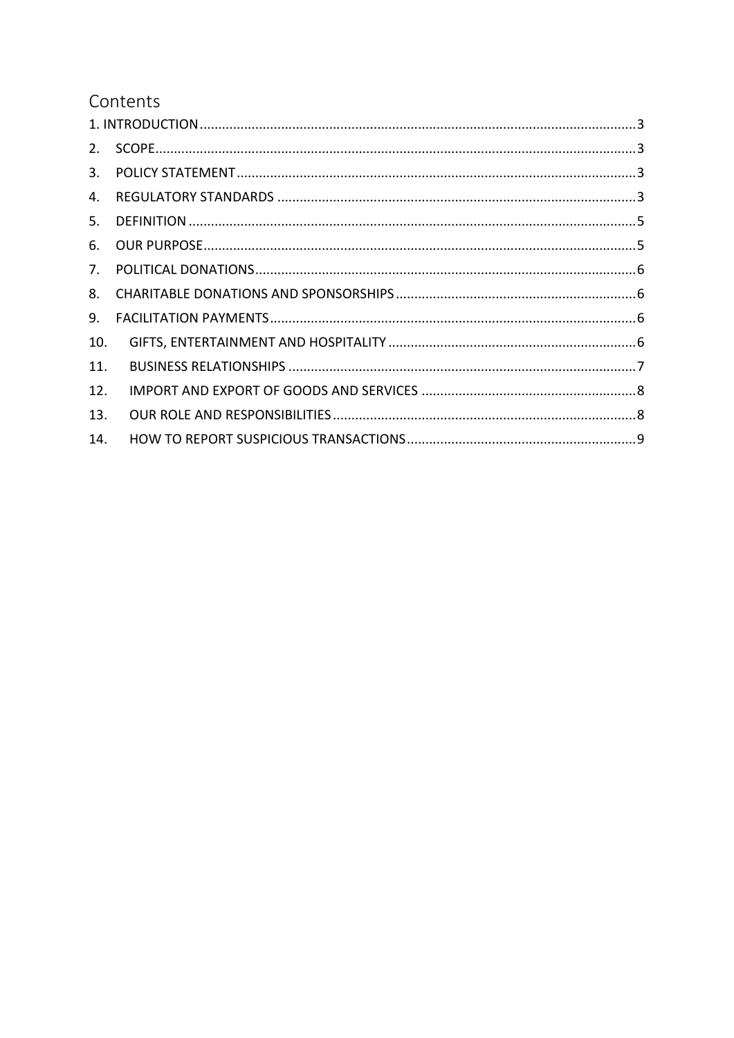# Contents

1. INTRODUCTION ....................................................................................................................3
2. SCOPE.................................................................................................................................3
3. POLICY STATEMENT..........................................................................................................3
4. REGULATORY STANDARDS ................................................................................................3
5. DEFINITION .......................................................................................................................5
6. OUR PURPOSE....................................................................................................................5
7. POLITICAL DONATIONS.....................................................................................................6
8. CHARITABLE DONATIONS AND SPONSORSHIPS ................................................................6
9. FACILITATION PAYMENTS .................................................................................................6
10. GIFTS, ENTERTAINMENT AND HOSPITALITY ..................................................................6
11. BUSINESS RELATIONSHIPS .............................................................................................7
12. IMPORT AND EXPORT OF GOODS AND SERVICES ..........................................................8
13. OUR ROLE AND RESPONSIBILITIES .................................................................................8
14. HOW TO REPORT SUSPICIOUS TRANSACTIONS .............................................................9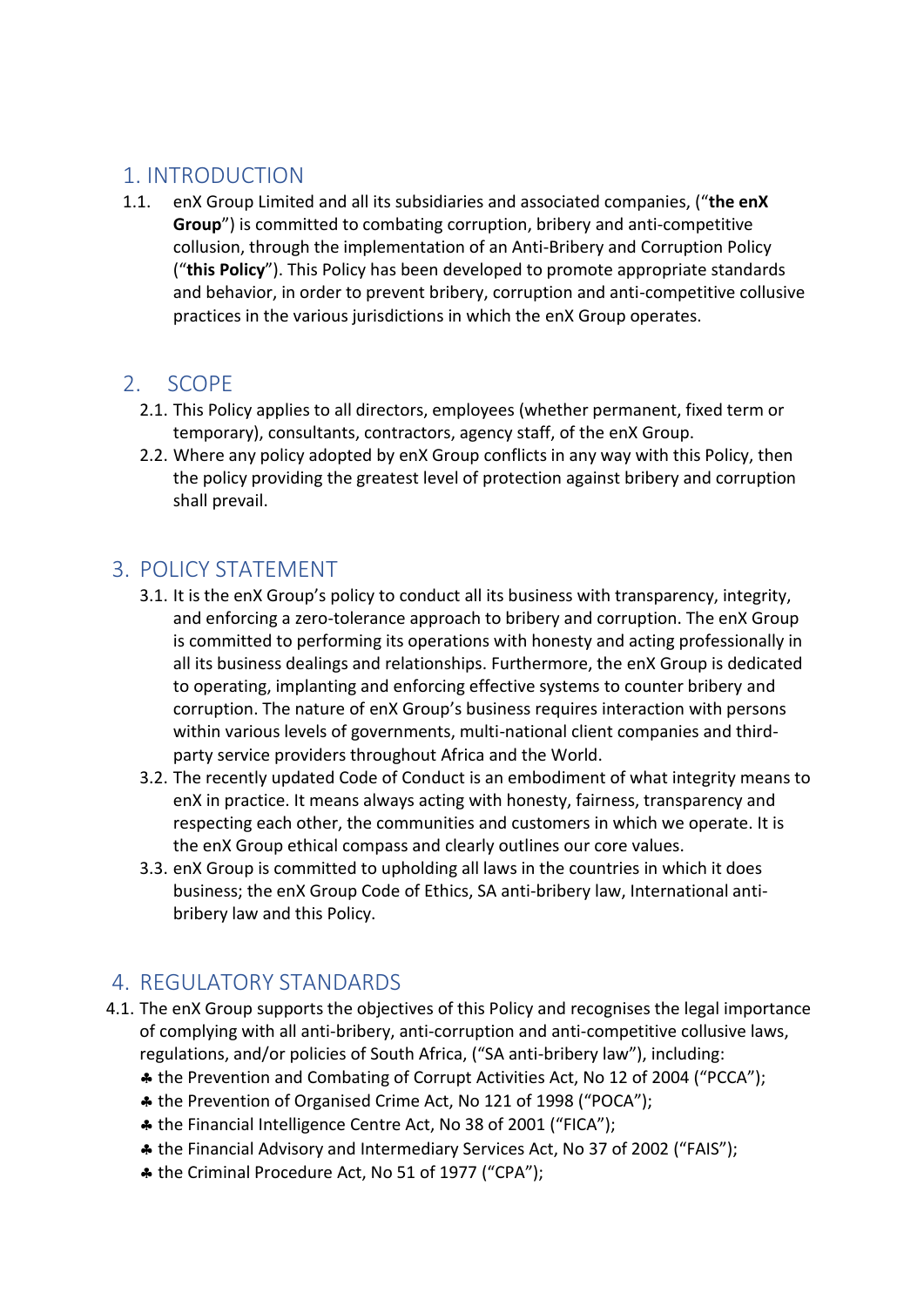## 1. INTRODUCTION

1.1. enX Group Limited and all its subsidiaries and associated companies, ("**the enX Group**") is committed to combating corruption, bribery and anti-competitive collusion, through the implementation of an Anti-Bribery and Corruption Policy ("**this Policy**"). This Policy has been developed to promote appropriate standards and behavior, in order to prevent bribery, corruption and anti-competitive collusive practices in the various jurisdictions in which the enX Group operates.

## 2. SCOPE

2.1. This Policy applies to all directors, employees (whether permanent, fixed term or temporary), consultants, contractors, agency staff, of the enX Group.

2.2. Where any policy adopted by enX Group conflicts in any way with this Policy, then the policy providing the greatest level of protection against bribery and corruption shall prevail.

## 3. POLICY STATEMENT

3.1. It is the enX Group's policy to conduct all its business with transparency, integrity, and enforcing a zero-tolerance approach to bribery and corruption. The enX Group is committed to performing its operations with honesty and acting professionally in all its business dealings and relationships. Furthermore, the enX Group is dedicated to operating, implanting and enforcing effective systems to counter bribery and corruption. The nature of enX Group's business requires interaction with persons within various levels of governments, multi-national client companies and third-party service providers throughout Africa and the World.

3.2. The recently updated Code of Conduct is an embodiment of what integrity means to enX in practice. It means always acting with honesty, fairness, transparency and respecting each other, the communities and customers in which we operate. It is the enX Group ethical compass and clearly outlines our core values.

3.3. enX Group is committed to upholding all laws in the countries in which it does business; the enX Group Code of Ethics, SA anti-bribery law, International anti-bribery law and this Policy.

## 4. REGULATORY STANDARDS

4.1. The enX Group supports the objectives of this Policy and recognises the legal importance of complying with all anti-bribery, anti-corruption and anti-competitive collusive laws, regulations, and/or policies of South Africa, ("SA anti-bribery law"), including:

- the Prevention and Combating of Corrupt Activities Act, No 12 of 2004 ("PCCA");
- the Prevention of Organised Crime Act, No 121 of 1998 ("POCA");
- the Financial Intelligence Centre Act, No 38 of 2001 ("FICA");
- the Financial Advisory and Intermediary Services Act, No 37 of 2002 ("FAIS");
- the Criminal Procedure Act, No 51 of 1977 ("CPA");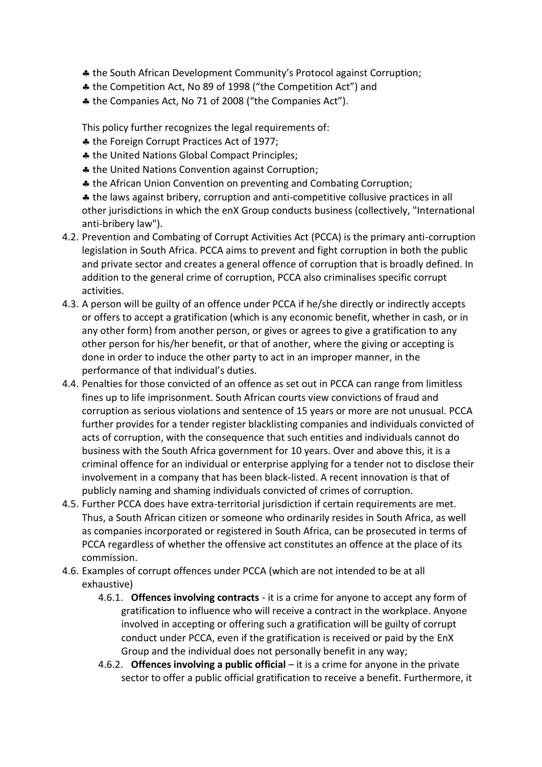- ♣ the South African Development Community's Protocol against Corruption;
- ♣ the Competition Act, No 89 of 1998 ("the Competition Act") and
- ♣ the Companies Act, No 71 of 2008 ("the Companies Act").

This policy further recognizes the legal requirements of:

- ♣ the Foreign Corrupt Practices Act of 1977;
- ♣ the United Nations Global Compact Principles;
- ♣ the United Nations Convention against Corruption;
- ♣ the African Union Convention on preventing and Combating Corruption;
- ♣ the laws against bribery, corruption and anti-competitive collusive practices in all other jurisdictions in which the enX Group conducts business (collectively, "International anti-bribery law").

4.2. Prevention and Combating of Corrupt Activities Act (PCCA) is the primary anti-corruption legislation in South Africa. PCCA aims to prevent and fight corruption in both the public and private sector and creates a general offence of corruption that is broadly defined. In addition to the general crime of corruption, PCCA also criminalises specific corrupt activities.

4.3. A person will be guilty of an offence under PCCA if he/she directly or indirectly accepts or offers to accept a gratification (which is any economic benefit, whether in cash, or in any other form) from another person, or gives or agrees to give a gratification to any other person for his/her benefit, or that of another, where the giving or accepting is done in order to induce the other party to act in an improper manner, in the performance of that individual's duties.

4.4. Penalties for those convicted of an offence as set out in PCCA can range from limitless fines up to life imprisonment. South African courts view convictions of fraud and corruption as serious violations and sentence of 15 years or more are not unusual. PCCA further provides for a tender register blacklisting companies and individuals convicted of acts of corruption, with the consequence that such entities and individuals cannot do business with the South Africa government for 10 years. Over and above this, it is a criminal offence for an individual or enterprise applying for a tender not to disclose their involvement in a company that has been black-listed. A recent innovation is that of publicly naming and shaming individuals convicted of crimes of corruption.

4.5. Further PCCA does have extra-territorial jurisdiction if certain requirements are met. Thus, a South African citizen or someone who ordinarily resides in South Africa, as well as companies incorporated or registered in South Africa, can be prosecuted in terms of PCCA regardless of whether the offensive act constitutes an offence at the place of its commission.

4.6. Examples of corrupt offences under PCCA (which are not intended to be at all exhaustive)

  4.6.1. **Offences involving contracts** - it is a crime for anyone to accept any form of gratification to influence who will receive a contract in the workplace. Anyone involved in accepting or offering such a gratification will be guilty of corrupt conduct under PCCA, even if the gratification is received or paid by the EnX Group and the individual does not personally benefit in any way;

  4.6.2. **Offences involving a public official** – it is a crime for anyone in the private sector to offer a public official gratification to receive a benefit. Furthermore, it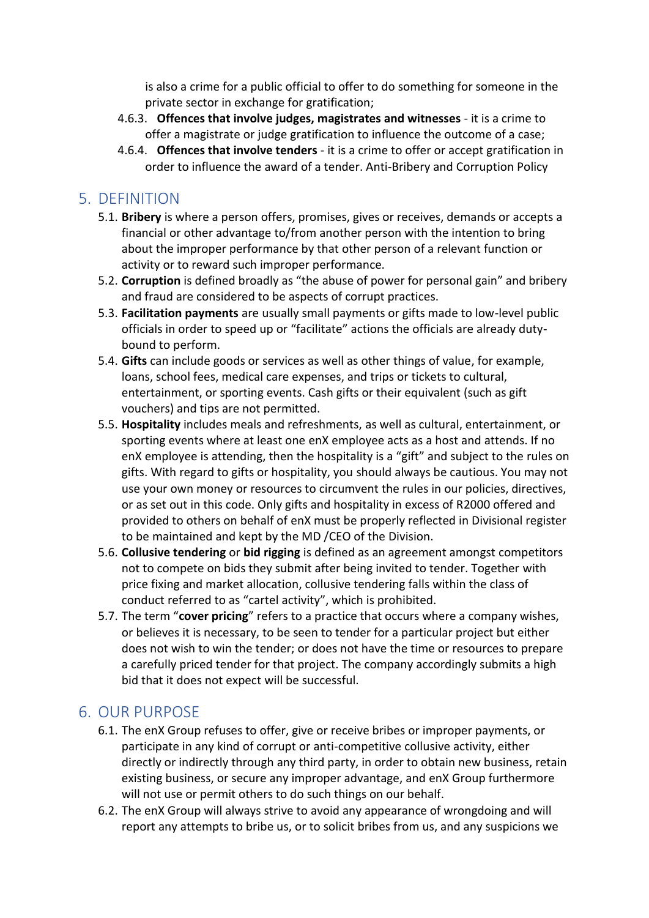is also a crime for a public official to offer to do something for someone in the private sector in exchange for gratification;

4.6.3. **Offences that involve judges, magistrates and witnesses** - it is a crime to offer a magistrate or judge gratification to influence the outcome of a case;

4.6.4. **Offences that involve tenders** - it is a crime to offer or accept gratification in order to influence the award of a tender. Anti-Bribery and Corruption Policy

## 5. DEFINITION

5.1. **Bribery** is where a person offers, promises, gives or receives, demands or accepts a financial or other advantage to/from another person with the intention to bring about the improper performance by that other person of a relevant function or activity or to reward such improper performance.

5.2. **Corruption** is defined broadly as "the abuse of power for personal gain" and bribery and fraud are considered to be aspects of corrupt practices.

5.3. **Facilitation payments** are usually small payments or gifts made to low-level public officials in order to speed up or "facilitate" actions the officials are already duty-bound to perform.

5.4. **Gifts** can include goods or services as well as other things of value, for example, loans, school fees, medical care expenses, and trips or tickets to cultural, entertainment, or sporting events. Cash gifts or their equivalent (such as gift vouchers) and tips are not permitted.

5.5. **Hospitality** includes meals and refreshments, as well as cultural, entertainment, or sporting events where at least one enX employee acts as a host and attends. If no enX employee is attending, then the hospitality is a "gift" and subject to the rules on gifts. With regard to gifts or hospitality, you should always be cautious. You may not use your own money or resources to circumvent the rules in our policies, directives, or as set out in this code. Only gifts and hospitality in excess of R2000 offered and provided to others on behalf of enX must be properly reflected in Divisional register to be maintained and kept by the MD /CEO of the Division.

5.6. **Collusive tendering** or **bid rigging** is defined as an agreement amongst competitors not to compete on bids they submit after being invited to tender. Together with price fixing and market allocation, collusive tendering falls within the class of conduct referred to as "cartel activity", which is prohibited.

5.7. The term "**cover pricing**" refers to a practice that occurs where a company wishes, or believes it is necessary, to be seen to tender for a particular project but either does not wish to win the tender; or does not have the time or resources to prepare a carefully priced tender for that project. The company accordingly submits a high bid that it does not expect will be successful.

## 6. OUR PURPOSE

6.1. The enX Group refuses to offer, give or receive bribes or improper payments, or participate in any kind of corrupt or anti-competitive collusive activity, either directly or indirectly through any third party, in order to obtain new business, retain existing business, or secure any improper advantage, and enX Group furthermore will not use or permit others to do such things on our behalf.

6.2. The enX Group will always strive to avoid any appearance of wrongdoing and will report any attempts to bribe us, or to solicit bribes from us, and any suspicions we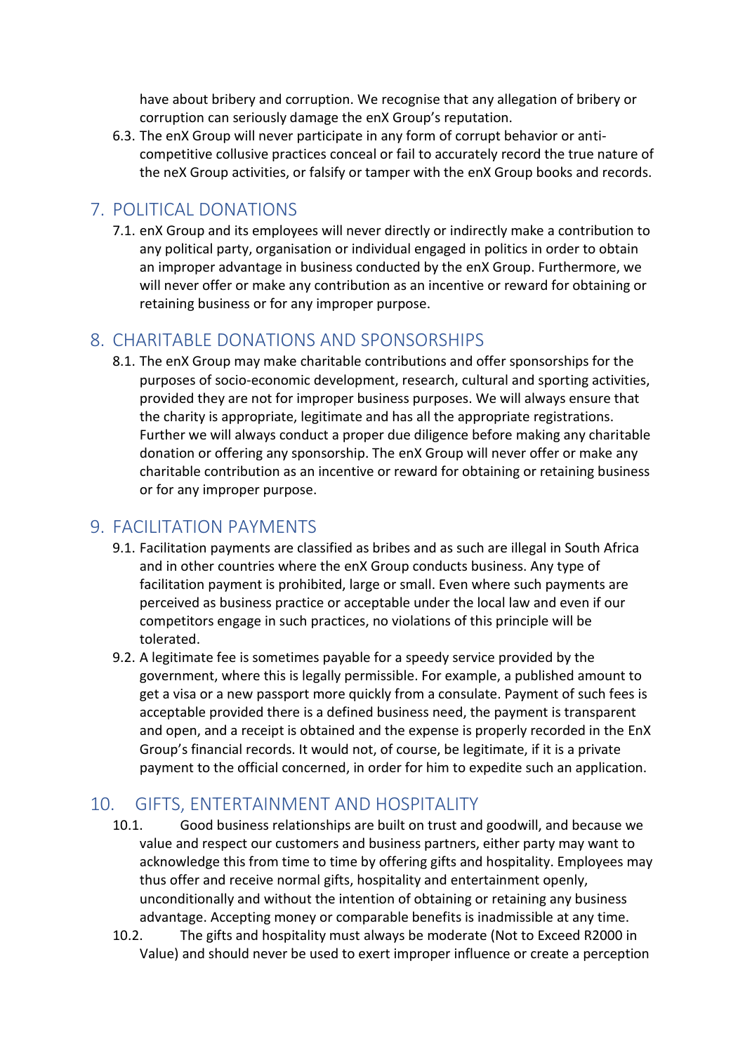have about bribery and corruption. We recognise that any allegation of bribery or corruption can seriously damage the enX Group's reputation.

6.3. The enX Group will never participate in any form of corrupt behavior or anti-competitive collusive practices conceal or fail to accurately record the true nature of the neX Group activities, or falsify or tamper with the enX Group books and records.

## 7. POLITICAL DONATIONS

7.1. enX Group and its employees will never directly or indirectly make a contribution to any political party, organisation or individual engaged in politics in order to obtain an improper advantage in business conducted by the enX Group. Furthermore, we will never offer or make any contribution as an incentive or reward for obtaining or retaining business or for any improper purpose.

## 8. CHARITABLE DONATIONS AND SPONSORSHIPS

8.1. The enX Group may make charitable contributions and offer sponsorships for the purposes of socio-economic development, research, cultural and sporting activities, provided they are not for improper business purposes. We will always ensure that the charity is appropriate, legitimate and has all the appropriate registrations. Further we will always conduct a proper due diligence before making any charitable donation or offering any sponsorship. The enX Group will never offer or make any charitable contribution as an incentive or reward for obtaining or retaining business or for any improper purpose.

## 9. FACILITATION PAYMENTS

9.1. Facilitation payments are classified as bribes and as such are illegal in South Africa and in other countries where the enX Group conducts business. Any type of facilitation payment is prohibited, large or small. Even where such payments are perceived as business practice or acceptable under the local law and even if our competitors engage in such practices, no violations of this principle will be tolerated.

9.2. A legitimate fee is sometimes payable for a speedy service provided by the government, where this is legally permissible. For example, a published amount to get a visa or a new passport more quickly from a consulate. Payment of such fees is acceptable provided there is a defined business need, the payment is transparent and open, and a receipt is obtained and the expense is properly recorded in the EnX Group's financial records. It would not, of course, be legitimate, if it is a private payment to the official concerned, in order for him to expedite such an application.

## 10. GIFTS, ENTERTAINMENT AND HOSPITALITY

10.1. Good business relationships are built on trust and goodwill, and because we value and respect our customers and business partners, either party may want to acknowledge this from time to time by offering gifts and hospitality. Employees may thus offer and receive normal gifts, hospitality and entertainment openly, unconditionally and without the intention of obtaining or retaining any business advantage. Accepting money or comparable benefits is inadmissible at any time.

10.2. The gifts and hospitality must always be moderate (Not to Exceed R2000 in Value) and should never be used to exert improper influence or create a perception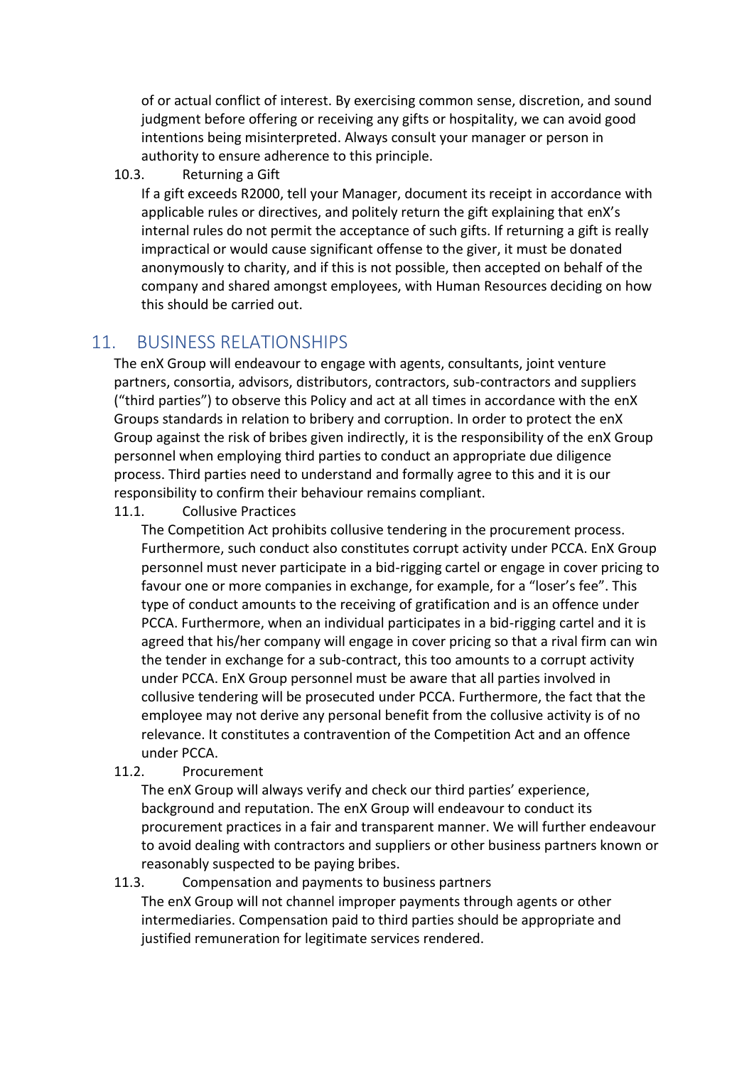of or actual conflict of interest. By exercising common sense, discretion, and sound judgment before offering or receiving any gifts or hospitality, we can avoid good intentions being misinterpreted. Always consult your manager or person in authority to ensure adherence to this principle.

### 10.3. Returning a Gift

If a gift exceeds R2000, tell your Manager, document its receipt in accordance with applicable rules or directives, and politely return the gift explaining that enX's internal rules do not permit the acceptance of such gifts. If returning a gift is really impractical or would cause significant offense to the giver, it must be donated anonymously to charity, and if this is not possible, then accepted on behalf of the company and shared amongst employees, with Human Resources deciding on how this should be carried out.

## 11. BUSINESS RELATIONSHIPS

The enX Group will endeavour to engage with agents, consultants, joint venture partners, consortia, advisors, distributors, contractors, sub-contractors and suppliers ("third parties") to observe this Policy and act at all times in accordance with the enX Groups standards in relation to bribery and corruption. In order to protect the enX Group against the risk of bribes given indirectly, it is the responsibility of the enX Group personnel when employing third parties to conduct an appropriate due diligence process. Third parties need to understand and formally agree to this and it is our responsibility to confirm their behaviour remains compliant.

### 11.1. Collusive Practices

The Competition Act prohibits collusive tendering in the procurement process. Furthermore, such conduct also constitutes corrupt activity under PCCA. EnX Group personnel must never participate in a bid-rigging cartel or engage in cover pricing to favour one or more companies in exchange, for example, for a "loser's fee". This type of conduct amounts to the receiving of gratification and is an offence under PCCA. Furthermore, when an individual participates in a bid-rigging cartel and it is agreed that his/her company will engage in cover pricing so that a rival firm can win the tender in exchange for a sub-contract, this too amounts to a corrupt activity under PCCA. EnX Group personnel must be aware that all parties involved in collusive tendering will be prosecuted under PCCA. Furthermore, the fact that the employee may not derive any personal benefit from the collusive activity is of no relevance. It constitutes a contravention of the Competition Act and an offence under PCCA.

### 11.2. Procurement

The enX Group will always verify and check our third parties' experience, background and reputation. The enX Group will endeavour to conduct its procurement practices in a fair and transparent manner. We will further endeavour to avoid dealing with contractors and suppliers or other business partners known or reasonably suspected to be paying bribes.

### 11.3. Compensation and payments to business partners

The enX Group will not channel improper payments through agents or other intermediaries. Compensation paid to third parties should be appropriate and justified remuneration for legitimate services rendered.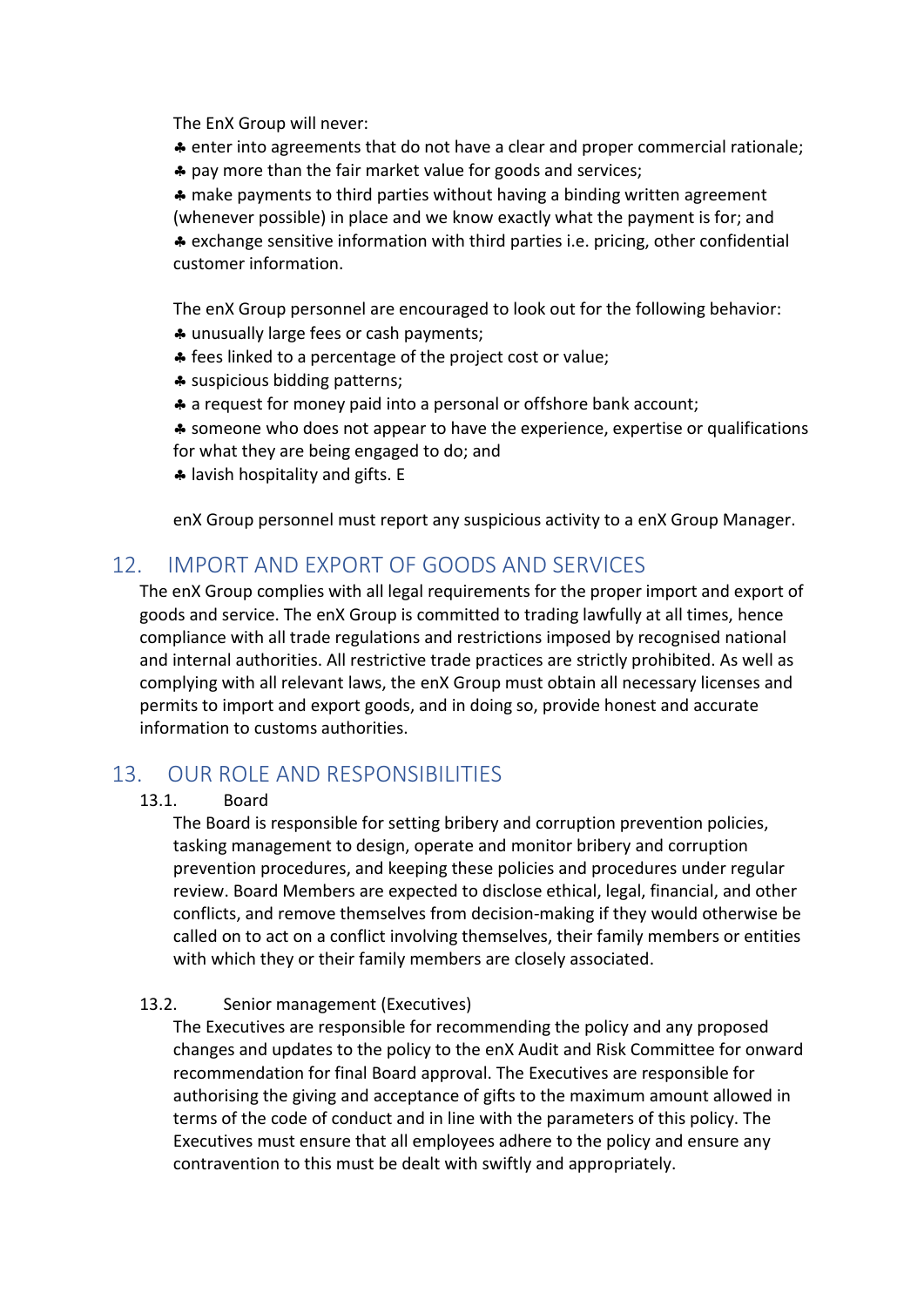The EnX Group will never:

- enter into agreements that do not have a clear and proper commercial rationale;
- pay more than the fair market value for goods and services;
- make payments to third parties without having a binding written agreement (whenever possible) in place and we know exactly what the payment is for; and
- exchange sensitive information with third parties i.e. pricing, other confidential customer information.

The enX Group personnel are encouraged to look out for the following behavior:

- unusually large fees or cash payments;
- fees linked to a percentage of the project cost or value;
- suspicious bidding patterns;
- a request for money paid into a personal or offshore bank account;
- someone who does not appear to have the experience, expertise or qualifications for what they are being engaged to do; and
- lavish hospitality and gifts. E

enX Group personnel must report any suspicious activity to a enX Group Manager.

## 12. IMPORT AND EXPORT OF GOODS AND SERVICES

The enX Group complies with all legal requirements for the proper import and export of goods and service. The enX Group is committed to trading lawfully at all times, hence compliance with all trade regulations and restrictions imposed by recognised national and internal authorities. All restrictive trade practices are strictly prohibited. As well as complying with all relevant laws, the enX Group must obtain all necessary licenses and permits to import and export goods, and in doing so, provide honest and accurate information to customs authorities.

## 13. OUR ROLE AND RESPONSIBILITIES

### 13.1. Board

The Board is responsible for setting bribery and corruption prevention policies, tasking management to design, operate and monitor bribery and corruption prevention procedures, and keeping these policies and procedures under regular review. Board Members are expected to disclose ethical, legal, financial, and other conflicts, and remove themselves from decision-making if they would otherwise be called on to act on a conflict involving themselves, their family members or entities with which they or their family members are closely associated.

### 13.2. Senior management (Executives)

The Executives are responsible for recommending the policy and any proposed changes and updates to the policy to the enX Audit and Risk Committee for onward recommendation for final Board approval. The Executives are responsible for authorising the giving and acceptance of gifts to the maximum amount allowed in terms of the code of conduct and in line with the parameters of this policy. The Executives must ensure that all employees adhere to the policy and ensure any contravention to this must be dealt with swiftly and appropriately.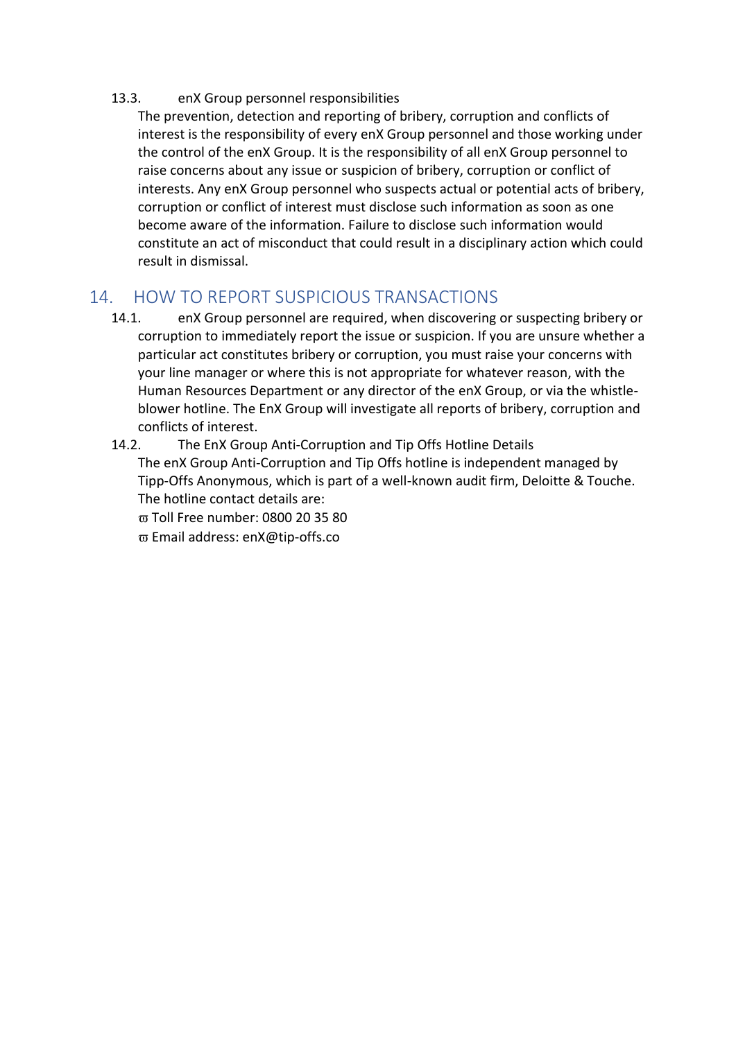13.3. enX Group personnel responsibilities

The prevention, detection and reporting of bribery, corruption and conflicts of interest is the responsibility of every enX Group personnel and those working under the control of the enX Group. It is the responsibility of all enX Group personnel to raise concerns about any issue or suspicion of bribery, corruption or conflict of interests. Any enX Group personnel who suspects actual or potential acts of bribery, corruption or conflict of interest must disclose such information as soon as one become aware of the information. Failure to disclose such information would constitute an act of misconduct that could result in a disciplinary action which could result in dismissal.

## 14. HOW TO REPORT SUSPICIOUS TRANSACTIONS

14.1. enX Group personnel are required, when discovering or suspecting bribery or corruption to immediately report the issue or suspicion. If you are unsure whether a particular act constitutes bribery or corruption, you must raise your concerns with your line manager or where this is not appropriate for whatever reason, with the Human Resources Department or any director of the enX Group, or via the whistle-blower hotline. The EnX Group will investigate all reports of bribery, corruption and conflicts of interest.

14.2. The EnX Group Anti-Corruption and Tip Offs Hotline Details

The enX Group Anti-Corruption and Tip Offs hotline is independent managed by Tipp-Offs Anonymous, which is part of a well-known audit firm, Deloitte & Touche. The hotline contact details are:

- Toll Free number: 0800 20 35 80
- Email address: enX@tip-offs.co